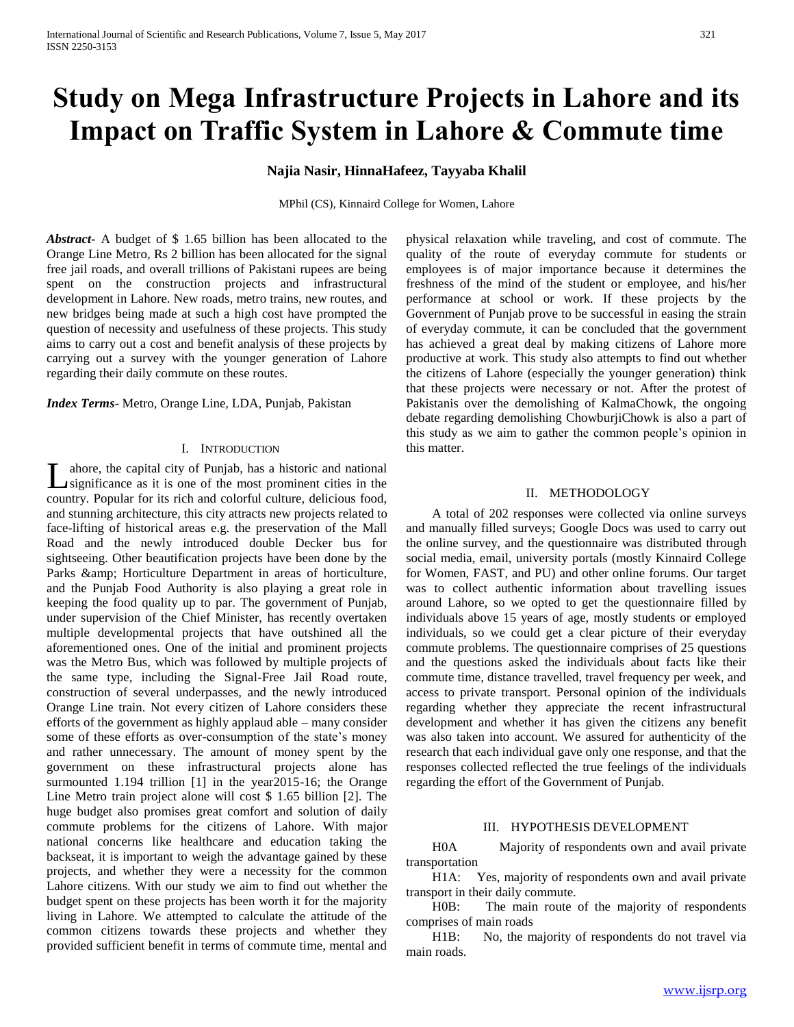# Study on Mega Infrastructure Projects in Lahore and its Impact on Traffic System in Lahore & Commute time

**Najia Nasir, HinnaHafeez, Tayyaba Khalil**

MPhil (CS), Kinnaird College for Women, Lahore

***Abstract-*** A budget of $ 1.65 billion has been allocated to the Orange Line Metro, Rs 2 billion has been allocated for the signal free jail roads, and overall trillions of Pakistani rupees are being spent on the construction projects and infrastructural development in Lahore. New roads, metro trains, new routes, and new bridges being made at such a high cost have prompted the question of necessity and usefulness of these projects. This study aims to carry out a cost and benefit analysis of these projects by carrying out a survey with the younger generation of Lahore regarding their daily commute on these routes.

***Index Terms-*** Metro, Orange Line, LDA, Punjab, Pakistan

## I. Introduction

Lahore, the capital city of Punjab, has a historic and national significance as it is one of the most prominent cities in the country. Popular for its rich and colorful culture, delicious food, and stunning architecture, this city attracts new projects related to face-lifting of historical areas e.g. the preservation of the Mall Road and the newly introduced double Decker bus for sightseeing. Other beautification projects have been done by the Parks &amp; Horticulture Department in areas of horticulture, and the Punjab Food Authority is also playing a great role in keeping the food quality up to par. The government of Punjab, under supervision of the Chief Minister, has recently overtaken multiple developmental projects that have outshined all the aforementioned ones. One of the initial and prominent projects was the Metro Bus, which was followed by multiple projects of the same type, including the Signal-Free Jail Road route, construction of several underpasses, and the newly introduced Orange Line train. Not every citizen of Lahore considers these efforts of the government as highly applaud able – many consider some of these efforts as over-consumption of the state's money and rather unnecessary. The amount of money spent by the government on these infrastructural projects alone has surmounted 1.194 trillion [1] in the year2015-16; the Orange Line Metro train project alone will cost $ 1.65 billion [2]. The huge budget also promises great comfort and solution of daily commute problems for the citizens of Lahore. With major national concerns like healthcare and education taking the backseat, it is important to weigh the advantage gained by these projects, and whether they were a necessity for the common Lahore citizens. With our study we aim to find out whether the budget spent on these projects has been worth it for the majority living in Lahore. We attempted to calculate the attitude of the common citizens towards these projects and whether they provided sufficient benefit in terms of commute time, mental and physical relaxation while traveling, and cost of commute. The quality of the route of everyday commute for students or employees is of major importance because it determines the freshness of the mind of the student or employee, and his/her performance at school or work. If these projects by the Government of Punjab prove to be successful in easing the strain of everyday commute, it can be concluded that the government has achieved a great deal by making citizens of Lahore more productive at work. This study also attempts to find out whether the citizens of Lahore (especially the younger generation) think that these projects were necessary or not. After the protest of Pakistanis over the demolishing of KalmaChowk, the ongoing debate regarding demolishing ChowburjiChowk is also a part of this study as we aim to gather the common people's opinion in this matter.

## II. Methodology

A total of 202 responses were collected via online surveys and manually filled surveys; Google Docs was used to carry out the online survey, and the questionnaire was distributed through social media, email, university portals (mostly Kinnaird College for Women, FAST, and PU) and other online forums. Our target was to collect authentic information about travelling issues around Lahore, so we opted to get the questionnaire filled by individuals above 15 years of age, mostly students or employed individuals, so we could get a clear picture of their everyday commute problems. The questionnaire comprises of 25 questions and the questions asked the individuals about facts like their commute time, distance travelled, travel frequency per week, and access to private transport. Personal opinion of the individuals regarding whether they appreciate the recent infrastructural development and whether it has given the citizens any benefit was also taken into account. We assured for authenticity of the research that each individual gave only one response, and that the responses collected reflected the true feelings of the individuals regarding the effort of the Government of Punjab.

## III. Hypothesis Development

H0A Majority of respondents own and avail private transportation

H1A: Yes, majority of respondents own and avail private transport in their daily commute.

H0B: The main route of the majority of respondents comprises of main roads

H1B: No, the majority of respondents do not travel via main roads.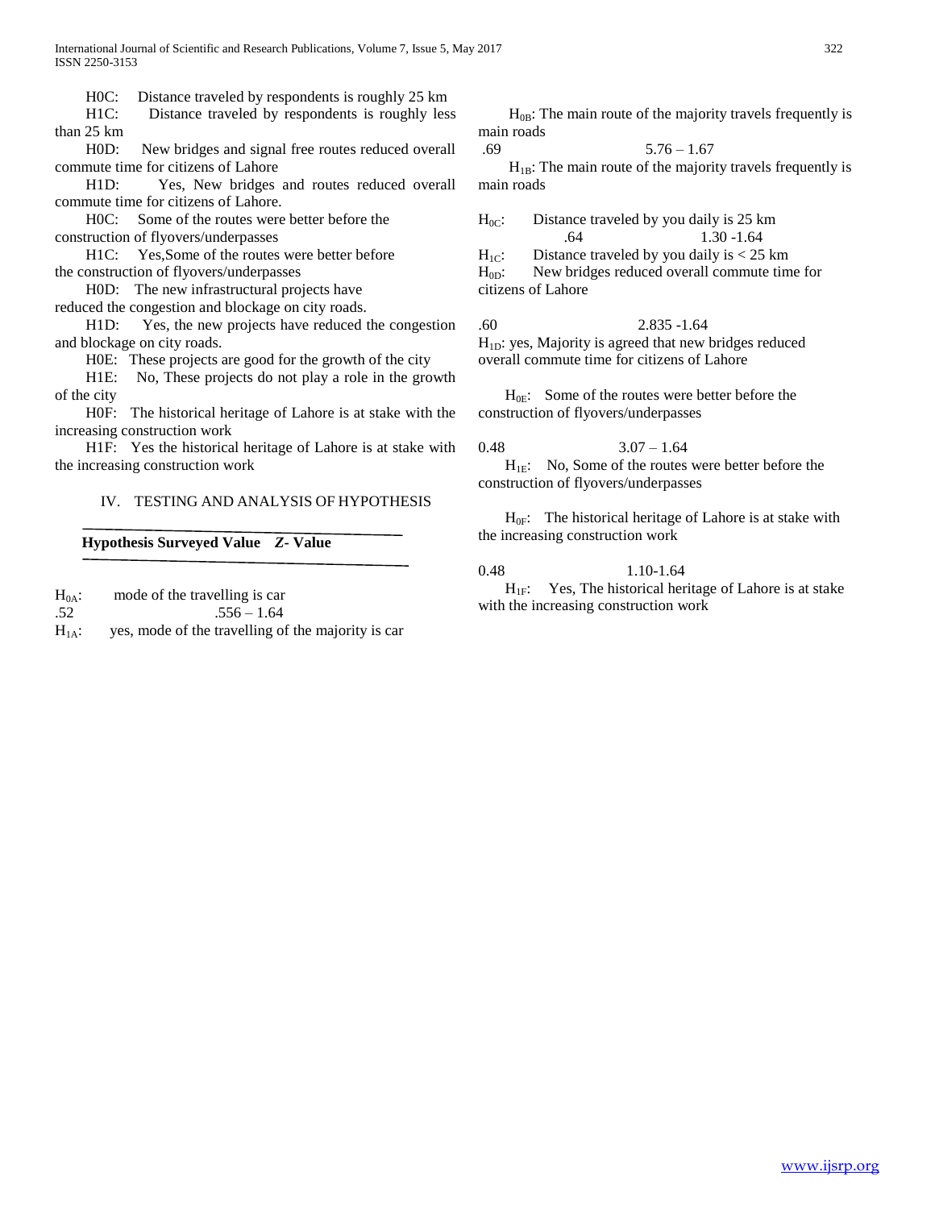H0C: Distance traveled by respondents is roughly 25 km

H1C: Distance traveled by respondents is roughly less than 25 km

H0D: New bridges and signal free routes reduced overall commute time for citizens of Lahore

H1D: Yes, New bridges and routes reduced overall commute time for citizens of Lahore.

H0C: Some of the routes were better before the construction of flyovers/underpasses

H1C: Yes,Some of the routes were better before the construction of flyovers/underpasses

H0D: The new infrastructural projects have reduced the congestion and blockage on city roads.

H1D: Yes, the new projects have reduced the congestion and blockage on city roads.

H0E: These projects are good for the growth of the city

H1E: No, These projects do not play a role in the growth of the city

H0F: The historical heritage of Lahore is at stake with the increasing construction work

H1F: Yes the historical heritage of Lahore is at stake with the increasing construction work

## IV. TESTING AND ANALYSIS OF HYPOTHESIS

**Hypothesis Surveyed Value *Z*- Value**

$H_{0A}$: mode of the travelling is car

.52 .556 – 1.64

$H_{1A}$: yes, mode of the travelling of the majority is car

$H_{0B}$: The main route of the majority travels frequently is main roads

.69 5.76 – 1.67

$H_{1B}$: The main route of the majority travels frequently is main roads

$H_{0C}$: Distance traveled by you daily is 25 km

.64 1.30 -1.64

$H_{1C}$: Distance traveled by you daily is < 25 km

$H_{0D}$: New bridges reduced overall commute time for citizens of Lahore

.60 2.835 -1.64

$H_{1D}$: yes, Majority is agreed that new bridges reduced overall commute time for citizens of Lahore

$H_{0E}$: Some of the routes were better before the construction of flyovers/underpasses

0.48 3.07 – 1.64

$H_{1E}$: No, Some of the routes were better before the construction of flyovers/underpasses

$H_{0F}$: The historical heritage of Lahore is at stake with the increasing construction work

0.48 1.10-1.64

$H_{1F}$: Yes, The historical heritage of Lahore is at stake with the increasing construction work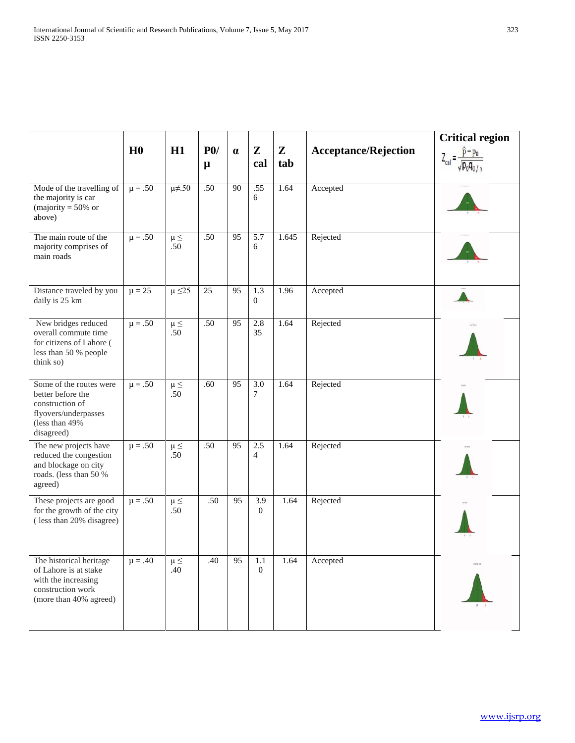|  | H0 | H1 | P0/ μ | α | Z cal | Z tab | Acceptance/Rejection | Critical region $Z_{cal} = \frac{\hat{p} - p_0}{\sqrt{p_0 q_0 / n}}$ |
|---|---|---|---|---|---|---|---|---|
| Mode of the travelling of the majority is car (majority = 50% or above) | μ = .50 | μ≠.50 | .50 | 90 | .556 | 1.64 | Accepted |  |
| The main route of the majority comprises of main roads | μ = .50 | μ ≤ .50 | .50 | 95 | 5.76 | 1.645 | Rejected |  |
| Distance traveled by you daily is 25 km | μ = 25 | μ ≤25 | 25 | 95 | 1.30 | 1.96 | Accepted |  |
| New bridges reduced overall commute time for citizens of Lahore ( less than 50 % people think so) | μ = .50 | μ ≤ .50 | .50 | 95 | 2.835 | 1.64 | Rejected |  |
| Some of the routes were better before the construction of flyovers/underpasses (less than 49% disagreed) | μ = .50 | μ ≤ .50 | .60 | 95 | 3.07 | 1.64 | Rejected |  |
| The new projects have reduced the congestion and blockage on city roads. (less than 50 % agreed) | μ = .50 | μ ≤ .50 | .50 | 95 | 2.54 | 1.64 | Rejected |  |
| These projects are good for the growth of the city ( less than 20% disagree) | μ = .50 | μ ≤ .50 | .50 | 95 | 3.90 | 1.64 | Rejected |  |
| The historical heritage of Lahore is at stake with the increasing construction work (more than 40% agreed) | μ = .40 | μ ≤ .40 | .40 | 95 | 1.10 | 1.64 | Accepted |  |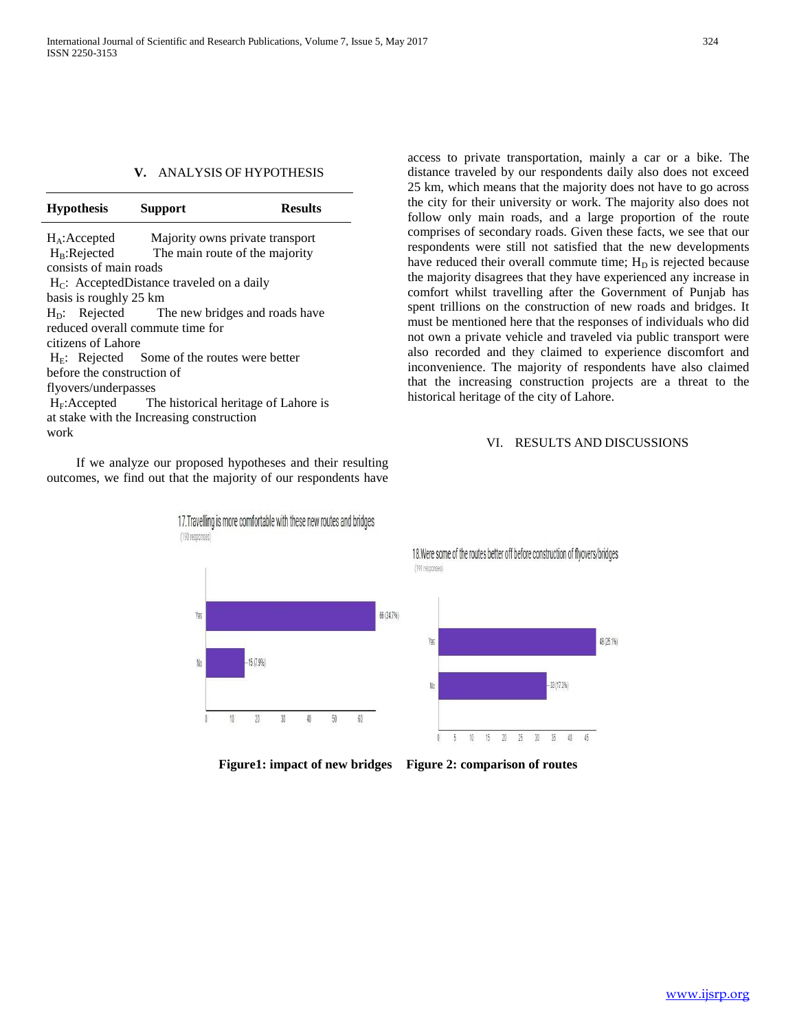## V. ANALYSIS OF HYPOTHESIS

| Hypothesis | Support | Results |
|---|---|---|
| $H_A$:Accepted | Majority owns private transport | |
| $H_B$:Rejected | The main route of the majority consists of main roads | |
| $H_C$: Accepted | Distance traveled on a daily basis is roughly 25 km | |
| $H_D$: Rejected | The new bridges and roads have reduced overall commute time for citizens of Lahore | |
| $H_E$: Rejected | Some of the routes were better before the construction of flyovers/underpasses | |
| $H_F$:Accepted | The historical heritage of Lahore is at stake with the Increasing construction work | |

If we analyze our proposed hypotheses and their resulting outcomes, we find out that the majority of our respondents have access to private transportation, mainly a car or a bike. The distance traveled by our respondents daily also does not exceed 25 km, which means that the majority does not have to go across the city for their university or work. The majority also does not follow only main roads, and a large proportion of the route comprises of secondary roads. Given these facts, we see that our respondents were still not satisfied that the new developments have reduced their overall commute time; $H_D$ is rejected because the majority disagrees that they have experienced any increase in comfort whilst travelling after the Government of Punjab has spent trillions on the construction of new roads and bridges. It must be mentioned here that the responses of individuals who did not own a private vehicle and traveled via public transport were also recorded and they claimed to experience discomfort and inconvenience. The majority of respondents have also claimed that the increasing construction projects are a threat to the historical heritage of the city of Lahore.

## VI. RESULTS AND DISCUSSIONS

17.Travelling is more comfortable with these new routes and bridges (190 responses)

| Response | Count |
|---|---|
| Yes | 66 (34.7%) |
| No | 15 (7.9%) |

18.Were some of the routes better off before construction of flyovers/bridges (191 responses)

| Response | Count |
|---|---|
| Yes | 48 (25.1%) |
| No | 33 (17.3%) |

**Figure1: impact of new bridges Figure 2: comparison of routes**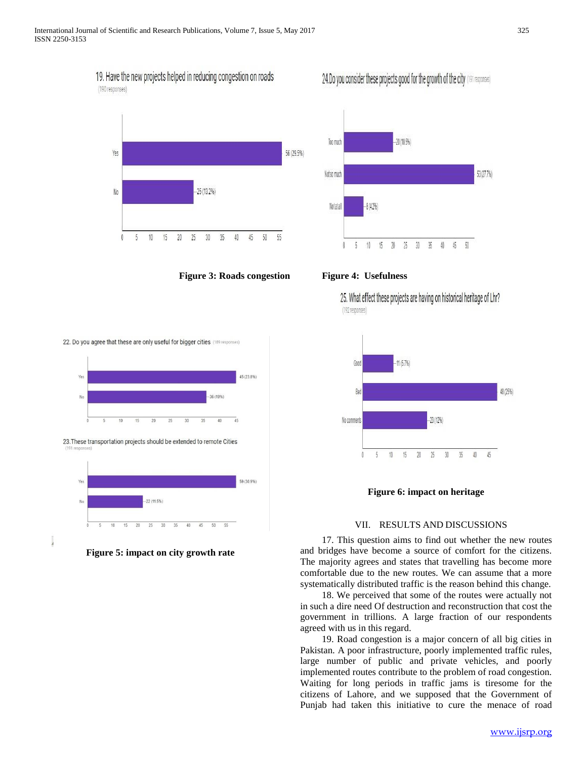19. Have the new projects helped in reducing congestion on roads
(190 responses)

| | |
|---|---|
| Yes | 56 (29.5%) |
| No | 25 (13.2%) |

**Figure 3: Roads congestion**

24.Do you consider these projects good for the growth of the city (191 responses)

| | |
|---|---|
| Too much | 20 (10.5%) |
| Not so much | 53 (27.7%) |
| Not at all | 8 (4.2%) |

**Figure 4: Usefulness**

22. Do you agree that these are only useful for bigger cities (189 responses)

| | |
|---|---|
| Yes | 45 (23.8%) |
| No | 36 (19%) |

23.These transportation projects should be extended to remote Cities (191 responses)

| | |
|---|---|
| Yes | 59 (30.9%) |
| No | 22 (11.5%) |

**Figure 5: impact on city growth rate**

25. What effect these projects are having on historical heritage of Lhr? (192 responses)

| | |
|---|---|
| Good | 11 (5.7%) |
| Bad | 48 (25%) |
| No comments | 23 (12%) |

**Figure 6: impact on heritage**

## VII. RESULTS AND DISCUSSIONS

17. This question aims to find out whether the new routes and bridges have become a source of comfort for the citizens. The majority agrees and states that travelling has become more comfortable due to the new routes. We can assume that a more systematically distributed traffic is the reason behind this change.

18. We perceived that some of the routes were actually not in such a dire need Of destruction and reconstruction that cost the government in trillions. A large fraction of our respondents agreed with us in this regard.

19. Road congestion is a major concern of all big cities in Pakistan. A poor infrastructure, poorly implemented traffic rules, large number of public and private vehicles, and poorly implemented routes contribute to the problem of road congestion. Waiting for long periods in traffic jams is tiresome for the citizens of Lahore, and we supposed that the Government of Punjab had taken this initiative to cure the menace of road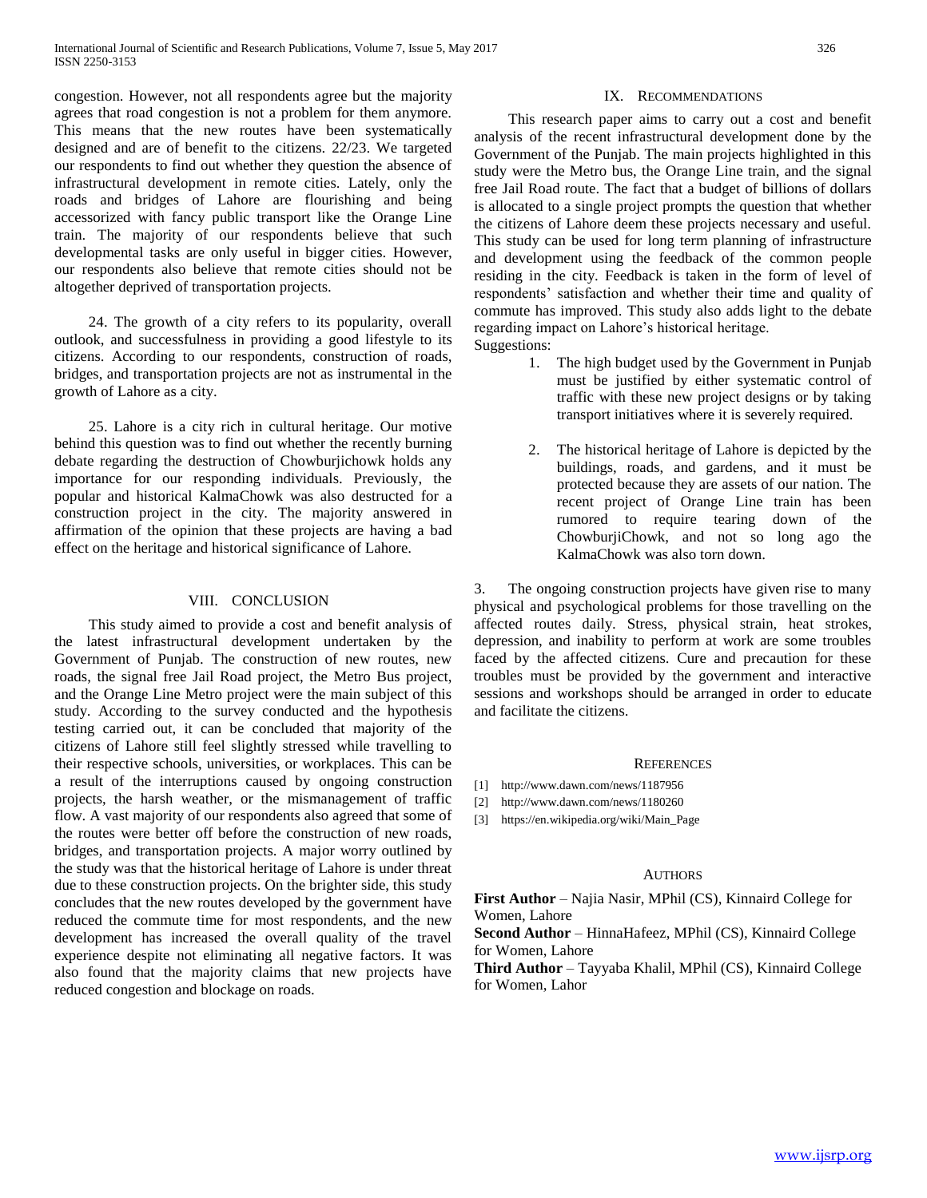congestion. However, not all respondents agree but the majority agrees that road congestion is not a problem for them anymore. This means that the new routes have been systematically designed and are of benefit to the citizens. 22/23. We targeted our respondents to find out whether they question the absence of infrastructural development in remote cities. Lately, only the roads and bridges of Lahore are flourishing and being accessorized with fancy public transport like the Orange Line train. The majority of our respondents believe that such developmental tasks are only useful in bigger cities. However, our respondents also believe that remote cities should not be altogether deprived of transportation projects.

24. The growth of a city refers to its popularity, overall outlook, and successfulness in providing a good lifestyle to its citizens. According to our respondents, construction of roads, bridges, and transportation projects are not as instrumental in the growth of Lahore as a city.

25. Lahore is a city rich in cultural heritage. Our motive behind this question was to find out whether the recently burning debate regarding the destruction of Chowburjichowk holds any importance for our responding individuals. Previously, the popular and historical KalmaChowk was also destructed for a construction project in the city. The majority answered in affirmation of the opinion that these projects are having a bad effect on the heritage and historical significance of Lahore.

## VIII. Conclusion

This study aimed to provide a cost and benefit analysis of the latest infrastructural development undertaken by the Government of Punjab. The construction of new routes, new roads, the signal free Jail Road project, the Metro Bus project, and the Orange Line Metro project were the main subject of this study. According to the survey conducted and the hypothesis testing carried out, it can be concluded that majority of the citizens of Lahore still feel slightly stressed while travelling to their respective schools, universities, or workplaces. This can be a result of the interruptions caused by ongoing construction projects, the harsh weather, or the mismanagement of traffic flow. A vast majority of our respondents also agreed that some of the routes were better off before the construction of new roads, bridges, and transportation projects. A major worry outlined by the study was that the historical heritage of Lahore is under threat due to these construction projects. On the brighter side, this study concludes that the new routes developed by the government have reduced the commute time for most respondents, and the new development has increased the overall quality of the travel experience despite not eliminating all negative factors. It was also found that the majority claims that new projects have reduced congestion and blockage on roads.

## IX. Recommendations

This research paper aims to carry out a cost and benefit analysis of the recent infrastructural development done by the Government of the Punjab. The main projects highlighted in this study were the Metro bus, the Orange Line train, and the signal free Jail Road route. The fact that a budget of billions of dollars is allocated to a single project prompts the question that whether the citizens of Lahore deem these projects necessary and useful. This study can be used for long term planning of infrastructure and development using the feedback of the common people residing in the city. Feedback is taken in the form of level of respondents' satisfaction and whether their time and quality of commute has improved. This study also adds light to the debate regarding impact on Lahore's historical heritage.

Suggestions:

1. The high budget used by the Government in Punjab must be justified by either systematic control of traffic with these new project designs or by taking transport initiatives where it is severely required.

2. The historical heritage of Lahore is depicted by the buildings, roads, and gardens, and it must be protected because they are assets of our nation. The recent project of Orange Line train has been rumored to require tearing down of the ChowburjiChowk, and not so long ago the KalmaChowk was also torn down.

3. The ongoing construction projects have given rise to many physical and psychological problems for those travelling on the affected routes daily. Stress, physical strain, heat strokes, depression, and inability to perform at work are some troubles faced by the affected citizens. Cure and precaution for these troubles must be provided by the government and interactive sessions and workshops should be arranged in order to educate and facilitate the citizens.

## References

[1] http://www.dawn.com/news/1187956

[2] http://www.dawn.com/news/1180260

[3] https://en.wikipedia.org/wiki/Main_Page

## Authors

**First Author** – Najia Nasir, MPhil (CS), Kinnaird College for Women, Lahore

**Second Author** – HinnaHafeez, MPhil (CS), Kinnaird College for Women, Lahore

**Third Author** – Tayyaba Khalil, MPhil (CS), Kinnaird College for Women, Lahor